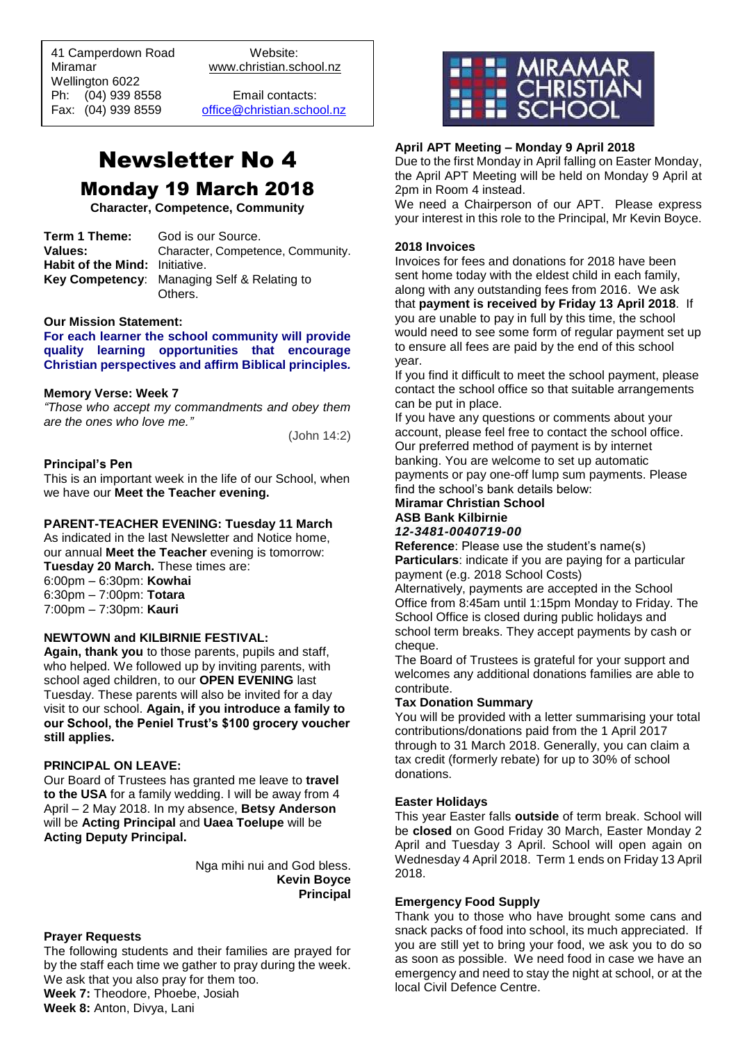41 Camperdown Road
Miramar
Wellington 6022
Ph: (04) 939 8558
Fax: (04) 939 8559

Website:
www.christian.school.nz

Email contacts:
office@christian.school.nz

MIRAMAR CHRISTIAN SCHOOL

# Newsletter No 4

## Monday 19 March 2018

**Character, Competence, Community**

| | |
|---|---|
| **Term 1 Theme:** | God is our Source. |
| **Values:** | Character, Competence, Community. |
| **Habit of the Mind:** | Initiative. |
| **Key Competency**: | Managing Self & Relating to Others. |

**Our Mission Statement:**

**For each learner the school community will provide quality learning opportunities that encourage Christian perspectives and affirm Biblical principles.**

**Memory Verse: Week 7**

*"Those who accept my commandments and obey them are the ones who love me."*

(John 14:2)

**Principal's Pen**

This is an important week in the life of our School, when we have our **Meet the Teacher evening.**

**PARENT-TEACHER EVENING: Tuesday 11 March**

As indicated in the last Newsletter and Notice home, our annual **Meet the Teacher** evening is tomorrow: **Tuesday 20 March.** These times are:

6:00pm – 6:30pm: **Kowhai**
6:30pm – 7:00pm: **Totara**
7:00pm – 7:30pm: **Kauri**

**NEWTOWN and KILBIRNIE FESTIVAL:**

**Again, thank you** to those parents, pupils and staff, who helped. We followed up by inviting parents, with school aged children, to our **OPEN EVENING** last Tuesday. These parents will also be invited for a day visit to our school. **Again, if you introduce a family to our School, the Peniel Trust's $100 grocery voucher still applies.**

**PRINCIPAL ON LEAVE:**

Our Board of Trustees has granted me leave to **travel to the USA** for a family wedding. I will be away from 4 April – 2 May 2018. In my absence, **Betsy Anderson** will be **Acting Principal** and **Uaea Toelupe** will be **Acting Deputy Principal.**

Nga mihi nui and God bless.
**Kevin Boyce**
**Principal**

**Prayer Requests**

The following students and their families are prayed for by the staff each time we gather to pray during the week. We ask that you also pray for them too.

**Week 7:** Theodore, Phoebe, Josiah
**Week 8:** Anton, Divya, Lani

**April APT Meeting – Monday 9 April 2018**

Due to the first Monday in April falling on Easter Monday, the April APT Meeting will be held on Monday 9 April at 2pm in Room 4 instead.

We need a Chairperson of our APT. Please express your interest in this role to the Principal, Mr Kevin Boyce.

**2018 Invoices**

Invoices for fees and donations for 2018 have been sent home today with the eldest child in each family, along with any outstanding fees from 2016. We ask that **payment is received by Friday 13 April 2018**. If you are unable to pay in full by this time, the school would need to see some form of regular payment set up to ensure all fees are paid by the end of this school year.

If you find it difficult to meet the school payment, please contact the school office so that suitable arrangements can be put in place.

If you have any questions or comments about your account, please feel free to contact the school office. Our preferred method of payment is by internet banking. You are welcome to set up automatic payments or pay one-off lump sum payments. Please find the school's bank details below:

**Miramar Christian School**
**ASB Bank Kilbirnie**
***12-3481-0040719-00***

**Reference**: Please use the student's name(s)
**Particulars**: indicate if you are paying for a particular payment (e.g. 2018 School Costs)

Alternatively, payments are accepted in the School Office from 8:45am until 1:15pm Monday to Friday. The School Office is closed during public holidays and school term breaks. They accept payments by cash or cheque.

The Board of Trustees is grateful for your support and welcomes any additional donations families are able to contribute.

**Tax Donation Summary**

You will be provided with a letter summarising your total contributions/donations paid from the 1 April 2017 through to 31 March 2018. Generally, you can claim a tax credit (formerly rebate) for up to 30% of school donations.

**Easter Holidays**

This year Easter falls **outside** of term break. School will be **closed** on Good Friday 30 March, Easter Monday 2 April and Tuesday 3 April. School will open again on Wednesday 4 April 2018. Term 1 ends on Friday 13 April 2018.

**Emergency Food Supply**

Thank you to those who have brought some cans and snack packs of food into school, its much appreciated. If you are still yet to bring your food, we ask you to do so as soon as possible. We need food in case we have an emergency and need to stay the night at school, or at the local Civil Defence Centre.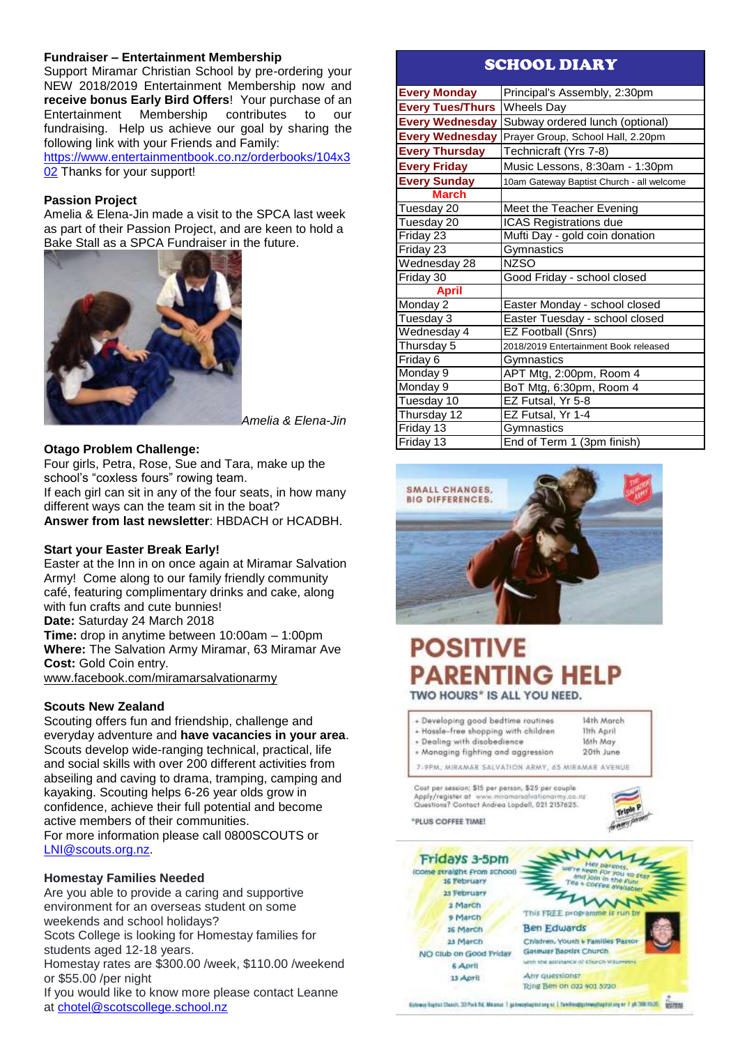**Fundraiser – Entertainment Membership**

Support Miramar Christian School by pre-ordering your NEW 2018/2019 Entertainment Membership now and **receive bonus Early Bird Offers**! Your purchase of an Entertainment Membership contributes to our fundraising. Help us achieve our goal by sharing the following link with your Friends and Family: https://www.entertainmentbook.co.nz/orderbooks/104x302 Thanks for your support!

**Passion Project**

Amelia & Elena-Jin made a visit to the SPCA last week as part of their Passion Project, and are keen to hold a Bake Stall as a SPCA Fundraiser in the future.

*Amelia & Elena-Jin*

**Otago Problem Challenge:**

Four girls, Petra, Rose, Sue and Tara, make up the school's "coxless fours" rowing team.

If each girl can sit in any of the four seats, in how many different ways can the team sit in the boat?

**Answer from last newsletter**: HBDACH or HCADBH.

**Start your Easter Break Early!**

Easter at the Inn in on once again at Miramar Salvation Army! Come along to our family friendly community café, featuring complimentary drinks and cake, along with fun crafts and cute bunnies!

**Date:** Saturday 24 March 2018

**Time:** drop in anytime between 10:00am – 1:00pm

**Where:** The Salvation Army Miramar, 63 Miramar Ave

**Cost:** Gold Coin entry.

www.facebook.com/miramarsalvationarmy

**Scouts New Zealand**

Scouting offers fun and friendship, challenge and everyday adventure and **have vacancies in your area**. Scouts develop wide-ranging technical, practical, life and social skills with over 200 different activities from abseiling and caving to drama, tramping, camping and kayaking. Scouting helps 6-26 year olds grow in confidence, achieve their full potential and become active members of their communities.

For more information please call 0800SCOUTS or LNI@scouts.org.nz.

**Homestay Families Needed**

Are you able to provide a caring and supportive environment for an overseas student on some weekends and school holidays?

Scots College is looking for Homestay families for students aged 12-18 years.

Homestay rates are $300.00 /week, $110.00 /weekend or $55.00 /per night

If you would like to know more please contact Leanne at chotel@scotscollege.school.nz

## SCHOOL DIARY

| | |
|---|---|
| **Every Monday** | Principal's Assembly, 2:30pm |
| **Every Tues/Thurs** | Wheels Day |
| **Every Wednesday** | Subway ordered lunch (optional) |
| **Every Wednesday** | Prayer Group, School Hall, 2.20pm |
| **Every Thursday** | Technicraft (Yrs 7-8) |
| **Every Friday** | Music Lessons, 8:30am - 1:30pm |
| **Every Sunday** | 10am Gateway Baptist Church - all welcome |
| **March** | |
| Tuesday 20 | Meet the Teacher Evening |
| Tuesday 20 | ICAS Registrations due |
| Friday 23 | Mufti Day - gold coin donation |
| Friday 23 | Gymnastics |
| Wednesday 28 | NZSO |
| Friday 30 | Good Friday - school closed |
| **April** | |
| Monday 2 | Easter Monday - school closed |
| Tuesday 3 | Easter Tuesday - school closed |
| Wednesday 4 | EZ Football (Snrs) |
| Thursday 5 | 2018/2019 Entertainment Book released |
| Friday 6 | Gymnastics |
| Monday 9 | APT Mtg, 2:00pm, Room 4 |
| Monday 9 | BoT Mtg, 6:30pm, Room 4 |
| Tuesday 10 | EZ Futsal, Yr 5-8 |
| Thursday 12 | EZ Futsal, Yr 1-4 |
| Friday 13 | Gymnastics |
| Friday 13 | End of Term 1 (3pm finish) |

SMALL CHANGES, BIG DIFFERENCES.

# POSITIVE PARENTING HELP

TWO HOURS* IS ALL YOU NEED.

| | |
|---|---|
| + Developing good bedtime routines | 14th March |
| + Hassle-free shopping with children | 11th April |
| + Dealing with disobedience | 16th May |
| + Managing fighting and aggression | 20th June |

7-9PM, MIRAMAR SALVATION ARMY, 65 MIRAMAR AVENUE

Cost per session: $15 per person, $25 per couple
Apply/register at www.miramarsalvationarmy.co.nz
Questions? Contact Andrea Lopdell, 021 2157625.

*PLUS COFFEE TIME!

**Fridays 3-5pm**
(come straight from school)
16 February
23 February
2 March
9 March
16 March
23 March
NO club on Good Friday
6 April
13 April

Hey parents, we're keen for you to stay and join in the fun! Tea + Coffee available!

This FREE programme is run by **Ben Edwards**
Children, Youth + Families Pastor
Gateway Baptist Church
with the assistance of church volunteers

Any questions? Ring Ben on 022 403 5720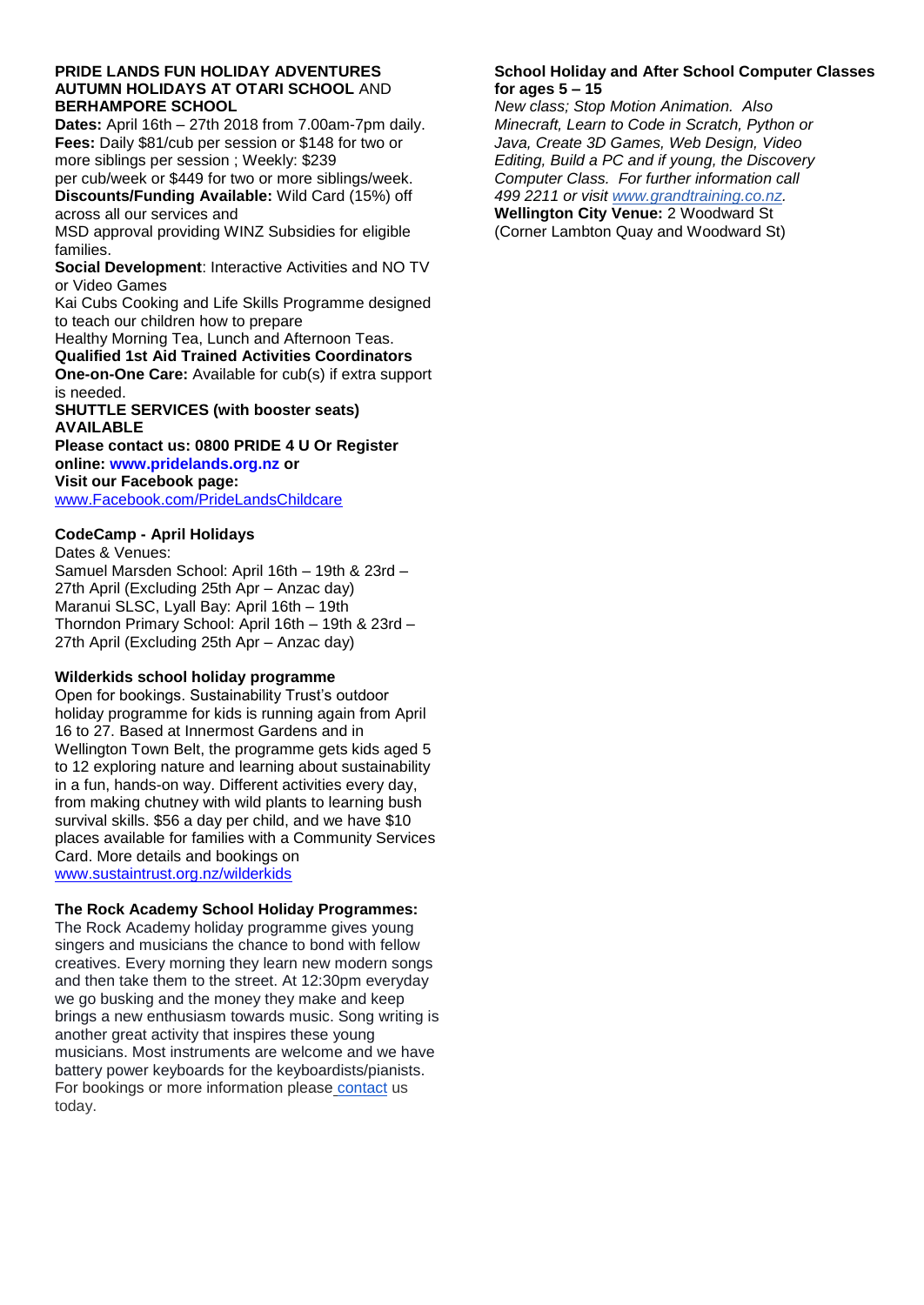**PRIDE LANDS FUN HOLIDAY ADVENTURES AUTUMN HOLIDAYS AT OTARI SCHOOL** AND **BERHAMPORE SCHOOL**

**Dates:** April 16th – 27th 2018 from 7.00am-7pm daily.
**Fees:** Daily $81/cub per session or $148 for two or more siblings per session ; Weekly: $239 per cub/week or $449 for two or more siblings/week.
**Discounts/Funding Available:** Wild Card (15%) off across all our services and
MSD approval providing WINZ Subsidies for eligible families.
**Social Development**: Interactive Activities and NO TV or Video Games
Kai Cubs Cooking and Life Skills Programme designed to teach our children how to prepare
Healthy Morning Tea, Lunch and Afternoon Teas.
**Qualified 1st Aid Trained Activities Coordinators**
**One-on-One Care:** Available for cub(s) if extra support is needed.
**SHUTTLE SERVICES (with booster seats) AVAILABLE**
**Please contact us: 0800 PRIDE 4 U Or Register online: www.pridelands.org.nz or**
**Visit our Facebook page:**
www.Facebook.com/PrideLandsChildcare

**CodeCamp - April Holidays**

Dates & Venues:
Samuel Marsden School: April 16th – 19th & 23rd – 27th April (Excluding 25th Apr – Anzac day)
Maranui SLSC, Lyall Bay: April 16th – 19th
Thorndon Primary School: April 16th – 19th & 23rd – 27th April (Excluding 25th Apr – Anzac day)

**Wilderkids school holiday programme**

Open for bookings. Sustainability Trust's outdoor holiday programme for kids is running again from April 16 to 27. Based at Innermost Gardens and in Wellington Town Belt, the programme gets kids aged 5 to 12 exploring nature and learning about sustainability in a fun, hands-on way. Different activities every day, from making chutney with wild plants to learning bush survival skills. $56 a day per child, and we have $10 places available for families with a Community Services Card. More details and bookings on
www.sustaintrust.org.nz/wilderkids

**The Rock Academy School Holiday Programmes:**

The Rock Academy holiday programme gives young singers and musicians the chance to bond with fellow creatives. Every morning they learn new modern songs and then take them to the street. At 12:30pm everyday we go busking and the money they make and keep brings a new enthusiasm towards music. Song writing is another great activity that inspires these young musicians. Most instruments are welcome and we have battery power keyboards for the keyboardists/pianists. For bookings or more information please contact us today.

**School Holiday and After School Computer Classes for ages 5 – 15**

*New class; Stop Motion Animation. Also Minecraft, Learn to Code in Scratch, Python or Java, Create 3D Games, Web Design, Video Editing, Build a PC and if young, the Discovery Computer Class. For further information call 499 2211 or visit www.grandtraining.co.nz.*
**Wellington City Venue:** 2 Woodward St (Corner Lambton Quay and Woodward St)